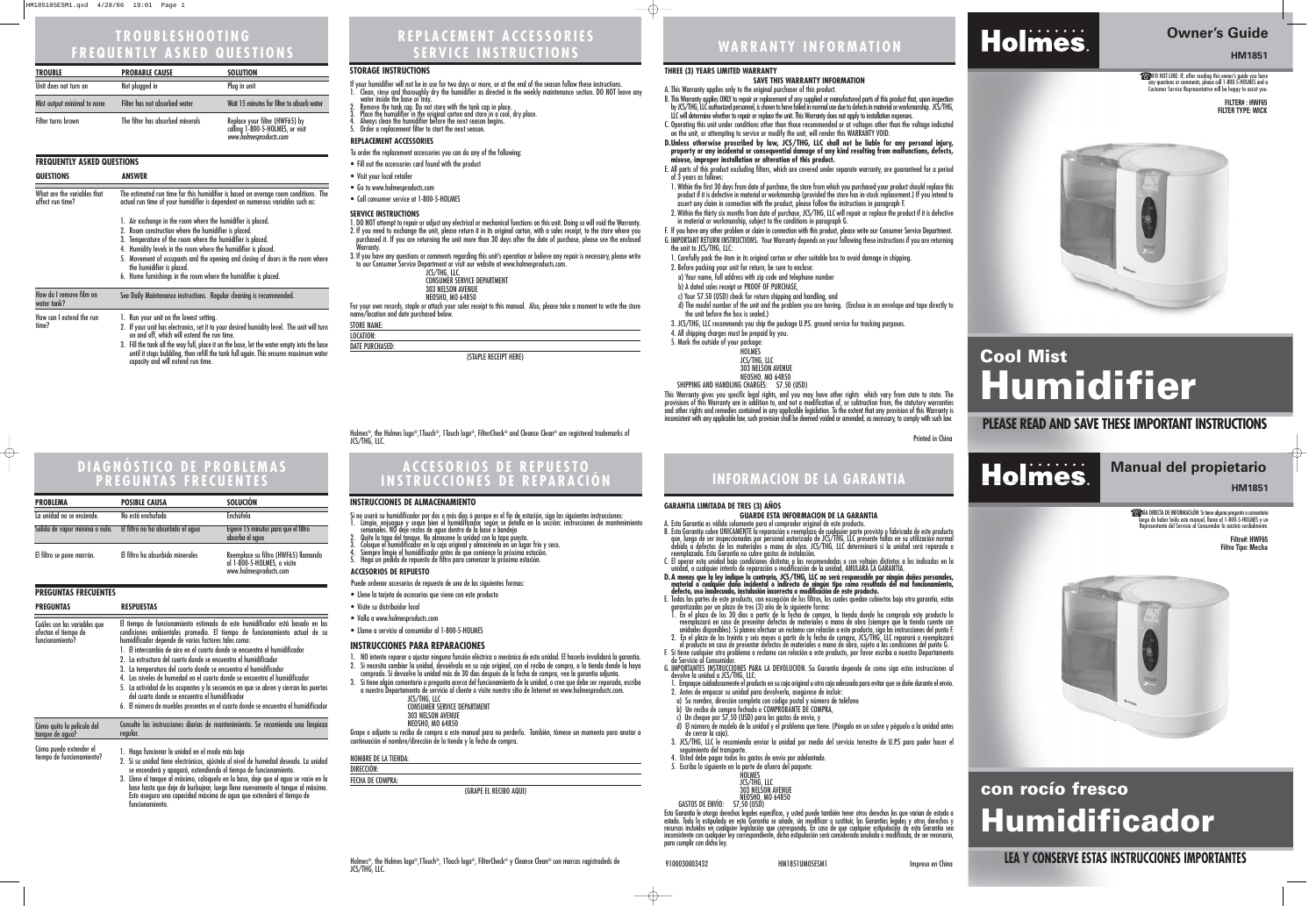# TROUBLESHOOTING FREQUENTLY ASKED QUESTIONS

| TROUBLE | PROBABLE CAUSE | SOLUTION |
|---|---|---|
| Unit does not turn on | Not plugged in | Plug in unit |
| Mist output minimal to none | Filter has not absorbed water | Wait 15 minutes for filter to absorb water |
| Filter turns brown | The filter has absorbed minerals | Replace your filter (HWF65) by calling 1-800-5-HOLMES, or visit *www.holmesproducts.com* |

## FREQUENTLY ASKED QUESTIONS

| QUESTIONS | ANSWER |
|---|---|
| What are the variables that affect run time? | The estimated run time for this humidifier is based on average room conditions. The actual run time of your humidifier is dependent on numerous variables such as: 1. Air exchange in the room where the humidifier is placed. 2. Room construction where the humidifier is placed. 3. Temperature of the room where the humidifier is placed. 4. Humidity levels in the room where the humidifier is placed. 5. Movement of occupants and the opening and closing of doors in the room where the humidifier is placed. 6. Home furnishings in the room where the humidifier is placed. |
| How do I remove film on water tank? | See Daily Maintenance instructions. Regular cleaning is recommended. |
| How can I extend the run time? | 1. Run your unit on the lowest setting. 2. If your unit has electronics, set it to your desired humidity level. The unit will turn on and off, which will extend the run time. 3. Fill the tank all the way full, place it on the base, let the water empty into the base until it stops bubbling, then refill the tank full again. This ensures maximum water capacity and will extend run time. |

# REPLACEMENT ACCESSORIES SERVICE INSTRUCTIONS

## STORAGE INSTRUCTIONS

If your humidifier will not be in use for two days or more, or at the end of the season follow these instructions.

1. Clean, rinse and thoroughly dry the humidifier as directed in the weekly maintenance section. DO NOT leave any water inside the base or tray.
2. Remove the tank cap. Do not store with the tank cap in place.
3. Place the humidifier in the original carton and store in a cool, dry place.
4. Always clean the humidifier before the next season begins.
5. Order a replacement filter to start the next season.

## REPLACEMENT ACCESSORIES

To order the replacement accessories you can do any of the following:

- Fill out the accessories card found with the product
- Visit your local retailer
- Go to www.holmesproducts.com
- Call consumer service at 1-800-5-HOLMES

## SERVICE INSTRUCTIONS

1. DO NOT attempt to repair or adjust any electrical or mechanical functions on this unit. Doing so will void the Warranty.
2. If you need to exchange the unit, please return it in its original carton, with a sales receipt, to the store where you purchased it. If you are returning the unit more than 30 days after the date of purchase, please see the enclosed Warranty.
3. If you have any questions or comments regarding this unit's operation or believe any repair is necessary, please write to our Consumer Service Department or visit our website at www.holmesproducts.com.

JCS/THG, LLC
CONSUMER SERVICE DEPARTMENT
303 NELSON AVENUE
NEOSHO, MO 64850

For your own records, staple or attach your sales receipt to this manual. Also, please take a moment to write the store name/location and date purchased below.

STORE NAME:

LOCATION:

DATE PURCHASED:

(STAPLE RECEIPT HERE)

Holmes®, the Holmes logo®,1Touch®, 1Touch logo®, FilterCheck® and Cleanse Clean® are registered trademarks of JCS/THG, LLC.

# WARRANTY INFORMATION

## THREE (3) YEARS LIMITED WARRANTY

**SAVE THIS WARRANTY INFORMATION**

A. This Warranty applies only to the original purchaser of this product.

B. This Warranty applies ONLY to repair or replacement of any supplied or manufactured parts of this product that, upon inspection by JCS/THG, LLC authorized personnel, is shown to have failed in normal use due to defects in material or workmanship. JCS/THG, LLC will determine whether to repair or replace the unit. This Warranty does not apply to installation expenses.

C. Operating this unit under conditions other than those recommended or at voltages other than the voltage indicated on the unit, or attempting to service or modify the unit, will render this WARRANTY VOID.

**D. Unless otherwise proscribed by law, JCS/THG, LLC shall not be liable for any personal injury, property or any incidental or consequential damage of any kind resulting from malfunctions, defects, misuse, improper installation or alteration of this product.**

E. All parts of this product excluding filters, which are covered under separate warranty, are guaranteed for a period of 3 years as follows:

1. Within the first 30 days from date of purchase, the store from which you purchased your product should replace this product if it is defective in material or workmanship (provided the store has in-stock replacement.) If you intend to assert any claim in connection with the product, please follow the instructions in paragraph F.
2. Within the thirty six months from date of purchase, JCS/THG, LLC will repair or replace the product if it is defective in material or workmanship, subject to the conditions in paragraph G.

F. If you have any other problem or claim in connection with this product, please write our Consumer Service Department.

G. IMPORTANT RETURN INSTRUCTIONS. Your Warranty depends on your following these instructions if you are returning the unit to JCS/THG, LLC:

1. Carefully pack the item in its original carton or other suitable box to avoid damage in shipping.
2. Before packing your unit for return, be sure to enclose:
   a) Your name, full address with zip code and telephone number
   b) A dated sales receipt or PROOF OF PURCHASE,
   c) Your $7.50 (USD) check for return shipping and handling, and
   d) The model number of the unit and the problem you are having. (Enclose in an envelope and tape directly to the unit before the box is sealed.)
3. JCS/THG, LLC recommends you ship the package U.P.S. ground service for tracking purposes.
4. All shipping charges must be prepaid by you.
5. Mark the outside of your package:

HOLMES
JCS/THG, LLC
303 NELSON AVENUE
NEOSHO, MO 64850

SHIPPING AND HANDLING CHARGES: $7.50 (USD)

This Warranty gives you specific legal rights, and you may have other rights which vary from state to state. The provisions of this Warranty are in addition to, and not a modification of, or subtraction from, the statutory warranties and other rights and remedies contained in any applicable legislation. To the extent that any provision of this Warranty is inconsistent with any applicable law, such provision shall be deemed voided or amended, as necessary, to comply with such law.

Printed in China

# Holmes.

## Owner's Guide

**HM1851**

INFO HOT-LINE: If, after reading this owner's guide you have any questions or comments, please call 1-800-5-HOLMES and a Customer Service Representative will be happy to assist you.

**FILTER#: HWF65**
**FILTER TYPE: WICK**

# Cool Mist Humidifier

**PLEASE READ AND SAVE THESE IMPORTANT INSTRUCTIONS**

# DIAGNÓSTICO DE PROBLEMAS PREGUNTAS FRECUENTES

| PROBLEMA | POSIBLE CAUSA | SOLUCIÓN |
|---|---|---|
| La unidad no se enciende. | No está enchufada | Enchúfela |
| Salida de vapor mínima o nula. | El filtro no ha absorbido el agua | Espere 15 minutos para que el filtro absorba el agua |
| El filtro se pone marrón. | El filtro ha absorbido minerales | Reemplace su filtro (HWF65) llamando al 1-800-5-HOLMES, o visite www.holmesproducts.com |

## PREGUNTAS FRECUENTES

| PREGUNTAS | RESPUESTAS |
|---|---|
| Cuáles son las variables que afectan el tiempo de funcionamiento? | El tiempo de funcionamiento estimado de este humidificador está basado en las condiciones ambientales promedio. El tiempo de funcionamiento actual de su humidificador depende de varios factores tales como: 1. El intercambio de aire en el cuarto donde se encuentra el humidificador 2. La estructura del cuarto donde se encuentra el humidificador 3. La temperatura del cuarto donde se encuentra el humidificador 4. Los niveles de humedad en el cuarto donde se encuentra el humidificador 5. La actividad de los ocupantes y la secuencia en que se abren y cierran las puertas del cuarto donde se encuentra el humidificador 6. El número de muebles presentes en el cuarto donde se encuentra el humidificador |
| Cómo quito la película del tanque de agua? | Consulte las instrucciones diarias de mantenimiento. Se recomienda una limpieza regular. |
| Cómo puedo extender el tiempo de funcionamiento? | 1. Haga funcionar la unidad en el modo más bajo 2. Si su unidad tiene electrónicos, ajústela al nivel de humedad deseado. La unidad se encenderá y apagará, extendiendo el tiempo de funcionamiento. 3. Llene el tanque al máximo, colóquelo en la base, deje que el agua se vacíe en la base hasta que deje de burbujear, luego llene nuevamente el tanque al máximo. Esto asegura una capacidad máxima de agua que extenderá el tiempo de funcionamiento. |

# ACCESORIOS DE REPUESTO INSTRUCCIONES DE REPARACIÓN

## INSTRUCCIONES DE ALMACENAMIENTO

Si no usará su humidificador por dos o más días ó porque es el fin de estación, siga las siguientes instrucciones:

1. Limpie, enjuague y seque bien el humidificador según se detalla en la sección: instrucciones de mantenimiento semanales. NO deje restos de agua dentro de la base ó bandeja
2. Quite la tapa del tanque. No almacene la unidad con la tapa puesta.
3. Coloque el humidificador en la caja original y almacénela en un lugar frío y seco.
4. Siempre limpie el humidificador antes de que comience la próxima estación.
5. Haga un pedido de repuesto de filtro para comenzar la próxima estación.

## ACCESORIOS DE REPUESTO

Puede ordenar accesorios de repuesto de una de las siguientes formas:

- Llene la tarjeta de accesorios que viene con este producto
- Visite su distribuidor local
- Vaya a www.holmesproducts.com
- Llame a servicio al consumidor al 1-800-5-HOLMES

## INSTRUCCIONES PARA REPARACIONES

1. NO intente reparar o ajustar ninguna función eléctrica o mecánica de esta unidad. El hacerlo invalidará la garantía.
2. Si necesita cambiar la unidad, devuélvala en su caja original, con el recibo de compra, a la tienda donde la haya comprado. Si devuelve la unidad más de 30 días después de la fecha de compra, vea la garantía adjunta.
3. Si tiene algún comentario o pregunta acerca del funcionamiento de la unidad, o cree que debe ser reparada, escriba a nuestro Departamento de servicio al cliente o visite nuestro sitio de Internet en www.holmesproducts.com.

JCS/THG, LLC
CONSUMER SERVICE DEPARTMENT
303 NELSON AVENUE
NEOSHO, MO 64850

Grape o adjunte su recibo de compra a este manual para no perderlo. También, tómese un momento para anotar a continuación el nombre/dirección de la tienda y la fecha de compra.

NOMBRE DE LA TIENDA:

DIRECCIÓN:

FECHA DE COMPRA:

(GRAPE EL RECIBO AQUI)

Holmes®, the Holmes logo®,1Touch®, 1Touch logo®, FilterCheck® y Cleanse Clean® son marcas ragistradeds de JCS/THG, LLC.

# INFORMACION DE LA GARANTIA

## GARANTIA LIMITADA DE TRES (3) AÑOS

**GUARDE ESTA INFORMACION DE LA GARANTIA**

A. Esta Garantía es válida solamente para el comprador original de este producto.

B. Esta Garantía cubre ÚNICAMENTE la reparación o reemplazo de cualquier parte provista o fabricada de este producto que, luego de ser inspeccionada por personal autorizado de JCS/THG, LLC presente fallas en su utilización normal debido a defectos de los materiales o mano de obra. JCS/THG, LLC determinará si la unidad será reparada o reemplazada. Esta Garantía no cubre gastos de instalación.

C. El operar esta unidad bajo condiciones distintas a las recomendadas o con voltajes distintos a los indicados en la unidad, o cualquier intento de reparación o modificación de la unidad, ANULARÁ LA GARANTÍA.

**D. A menos que la ley indique lo contrario, JCS/THG, LLC no será responsable por ningún daños personales, material o cualquier daño incidental o indirecto de ningún tipo como resultado del mal funcionamiento, defecto, uso inadecuado, instalación incorrecta o modificación de este producto.**

E. Todas las partes de este producto, con excepción de los filtros, los cuales quedan cubiertos bajo otra garantía, están garantizadas por un plazo de tres (3) año de la siguiente forma:

1. En el plazo de los 30 días a partir de la fecha de compra, la tienda donde ha comprado este producto lo reemplazará en caso de presentar defectos de materiales o mano de obra (siempre que la tienda cuente con unidades disponibles). Si planea efectuar un reclamo con relación a este producto, siga las instrucciones del punto F.
2. En el plazo de los treinta y seis meses a partir de la fecha de compra, JCS/THG, LLC reparará o reemplazará el producto en caso de presentar defectos de materiales o mano de obra, sujeto a las condiciones del punto G.

F. Si tiene cualquier otro problema o reclamo con relación a este producto, por favor escriba a nuestro Departamento de Servicio al Consumidor.

G. IMPORTANTES INSTRUCCIONES PARA LA DEVOLUCION. Su Garantía depende de como siga estas instrucciones al devolve la unidad a JCS/THG, LLC:

1. Empaque cuidadosamente el producto en su caja original u otra caja adecuada para evitar que se dañe durante el envío.
2. Antes de empacar su unidad para devolverla, asegúrese de incluir:
   a) Su nombre, dirección completa con código postal y número de teléfono
   b) Un recibo de compra fechado o COMPROBANTE DE COMPRA,
   c) Un cheque por $7,50 (USD) para los gastos de envío, y
   d) El número de modelo de la unidad y el problema que tiene. (Póngalo en un sobre y péguelo a la unidad antes de cerrar la caja).
3. JCS/THG, LLC le recomienda enviar la unidad por medio del servicio terrestre de U.P.S para poder hacer el seguimiento del transporte.
4. Usted debe pagar todos los gastos de envío por adelantado.
5. Escriba lo siguiente en la parte de afuera del paquete:

HOLMES
JCS/THG, LLC
303 NELSON AVENUE
NEOSHO, MO 64850

GASTOS DE ENVÍO: $7,50 (USD)

Esta Garantía le otorga derechos legales específicos, y usted puede también tener otros derechos los que varían de estado a estado. Todo lo estipulado en esta Garantía se añade, sin modificar o sustituir, las Garantías legales y otros derechos y recursos incluidos en cualquier legislación que corresponda. En caso de que cualquier estipulación de esta Garantía sea inconsistente con cualquier ley correspondiente, dicha estipulación será considerada anulada o modificada, de ser necesario, para cumplir con dicha ley.

9100030003432 HM1851UM05ESM1 Impreso en China

# Holmes.

## Manual del propietario

**HM1851**

LÍNEA DIRECTA DE INFORMACIÓN: Si tiene alguna pregunta o comentario luego de haber leído este manual, llame al 1-800-5-HOLMES y un Representante del Servicio al Consumidor le asistirá cordialmente.

**Filtro#: HWF65**
**Filtro Tipo: Mecha**

# con rocío fresco Humidificador

**LEA Y CONSERVE ESTAS INSTRUCCIONES IMPORTANTES**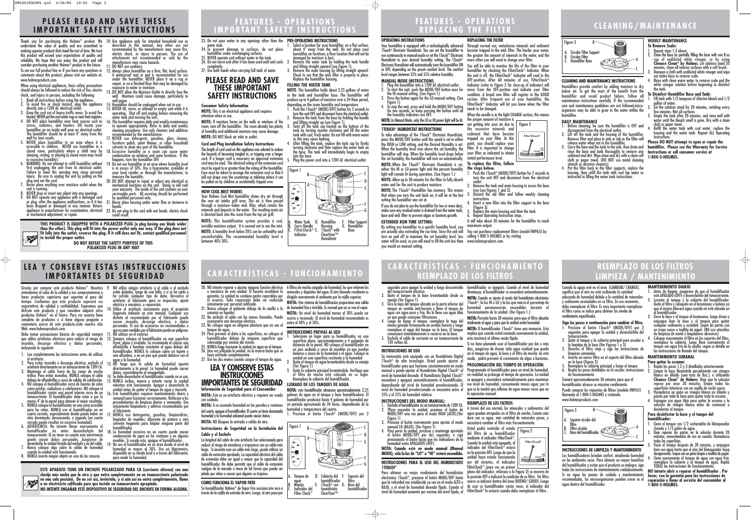# PLEASE READ AND SAVE THESE IMPORTANT SAFETY INSTRUCTIONS

Thank you for purchasing this Holmes® product. We understand the value of quality and are committed to making superior products that stand the test of time. We trust this product will exceed your expectations of quality and reliability. We hope that you enjoy this product and will consider purchasing another Holmes® product in the future.

To see our full product line or if you have any questions or comments about this product, please visit our website at: www.holmesproducts.com.

When using electrical appliances, basic safety precautions should always be followed to reduce the risk of fire, electric shock, and injury to persons, including the following:

1. Read all instructions before using the appliance.
2. To avoid fire or shock hazard, plug the appliance directly into a 120V AC electrical outlet.
3. Keep the cord out of heavy traffic areas. To avoid fire hazard, NEVER put the cord under rugs or near heat registers.
4. DO NOT place humidifier near heat sources such as stoves, radiators, and heaters. Do locate your humidifier on an inside wall near an electrical outlet. The humidifier should be at least 4" away from the wall for best results.
5. NEVER place humidifier in an area where it is accessible to children. NEVER use humidifier in a closed room, particularly where a child may be sleeping, resting, or playing (a closed room may result in excessive humidity).
6. WARNING: Do not attempt to refill humidifier without first unplugging the unit from its electrical outlet. Failure to heed this warning may cause personal injury. Be sure to unplug the unit by pulling on the plug and not the cord.
7. Never place anything over moisture outlet when the unit is running.
8. NEVER drop or insert any object into any openings.
9. DO NOT operate any appliance with a damaged cord or plug, after the appliance malfunctions, or if it has been dropped or damaged in any manner. Return appliance to manufacturer for examination, electrical or mechanical adjustment, or repair.
10. Use appliance only for intended household use as described in this manual. Any other use not recommended by the manufacturer may cause fire, electric shock, or injury to persons. The use of attachments not recommended or sold by the manufacturer may cause hazards.
11. DO NOT use outdoors.
12. Always place humidifier on a firm, flat, level surface. A waterproof mat or pad is recommended for use under the humidifier. NEVER place it on a rug or carpet, or on a finished floor that may be damaged by exposure to water or moisture.
13. DO NOT allow the Moisture Outlet to directly face the wall. Moisture could cause damage, particularly to wall paper.
14. Humidifier should be unplugged when not in use.
15. NEVER tilt, move, or attempt to empty unit while it is operating. Shut off and unplug before removing the water tank and moving the unit.
16. This humidifier requires daily and weekly maintenance to operate appropriately. Refer to daily and weekly cleaning procedures. Use only cleaners and additives recommended by the manufacturer.
17. NEVER use detergents, gasoline, glass cleaner, furniture polish, paint thinner, or other household solvents to clean any part of the humidifier.
18. Excessive humidity in a room can cause water condensation on windows and some furniture. If this happens, turn the humidifier OFF.
19. Do not use humidifier in an area where humidity level is in excess of 50%. Use a hygrometer, available at your local retailer or through the manufacturer, to measure the humidity.
20. DO NOT attempt to repair or adjust any electrical or mechanical functions on this unit. Doing so will void your warranty. The inside of the unit contains no user serviceable parts. All servicing should be performed by qualified personnel only.
21. Never place housing under water flow or immerse in liquids.
22. Do not plug in the cord with wet hands: electric shock could result.

**THIS PRODUCT IS EQUIPPED WITH A POLARIZED PLUG (a plug having one blade wider than the other). This plug will fit into the power outlet only one way. If the plug does not fit fully into the outlet, reverse the plug. If it still does not fit, contact qualified personnel to install the proper outlet.**

**DO NOT DEFEAT THE SAFETY PURPOSE OF THIS POLARIZED PLUG IN ANY WAY**

# FEATURES - OPERATIONS IMPORTANT SAFETY INSTRUCTIONS

23. Do not pour water in any openings other than the water tank.
24. To prevent damage to surfaces, do not place humidifier under overhanging surfaces.
25. NEVER operate unit without water in the tank.
26. Do not move unit after it has been used until cools completely.
27. Use both hands when carrying full tank of water.

## PLEASE READ AND SAVE THESE IMPORTANT SAFETY INSTRUCTIONS

### Consumer Safety Information

**NOTE:** This is an electrical appliance and requires attention when in use.

**NOTE:** If moisture forms on the walls or windows of the room, turn off the humidifier. The room already has plenty of humidity and additional moisture may cause damage.

**NOTE:** DO NOT block air inlet or outlet.

### Cord and Plug Installation Safety Instructions

The length of cord used on this appliance was selected to reduce the hazards of becoming tangled in, or tripping over a longer cord. If a longer cord is necessary an approved extension cord may be used. The electrical rating of the extension cord must be equal to or greater than the rating of the humidifier. Care must be taken to arrange the extension cord so that it will not drape over the countertop or tabletop where it can be pulled on by children or accidentally tripped over.

### HOW COOL MIST WORKS

Your Holmes Cool Mist humidifier draws dry air through the rear air intake grill area. This air is then passed through a moisture–laden wick filter, which retains the minerals and deposits in the water. The resulting moist air is directed back into the room from the top air grill.

**NOTE:** This humidification system provides a cool, invisible moisture output. It is normal not to see the mist.

**NOTE:** A humidity level below 20% can be unhealthy and uncomfortable. The recommended humidity level is between 40%-50%.

### PRE-OPERATING INSTRUCTIONS

1. Select a location for your humidifier, on a flat surface, about 4" away from the wall. Do not place your humidifier on furniture; a floor location that will not be damaged by moisture is best.
2. Remove the water tank by holding the tank handle and lifting straight upward (see Figure 1).
3. Remove the main housing by lifting straight upward. Check to see that the wick filter is properly in place. Replace the humidifier housing.

### FILLING THE WATER TANK

**NOTE:** This humidifier holds about 2.25 gallons of water in the tank and humidifier base. The humidifier will produce up to 4 gallons of moisture over a 24-hour period, depending on the room humidity and temperature.

1. Push the 1Touch® (MODE/OFF) button for 2 seconds to turn the unit OFF and disconnect from the electrical outlet.
2. Remove the tank from the base by holding the handle and lifting straight up (see Figure 1).
3. Twist off the tank cap located on the bottom of the tank by turning counter clockwise and fill the water tank with cool, fresh water. Do not fill with warm water as this may cause leaking.
4. After filling the tank, replace the tank cap by firmly turning clockwise and then replace the water tank on the base. The tank will immediately begin to empty into the base.
5. Plug the power cord into a 120V AC electrical outlet.

Figure 1

A. Water Tank
B. Carry Handle
C. FilterCheck® Indicator
D. Humidifier Housing
E. 1Touch® with ClearView™ Humidistat
F. Filter Support
G. Humidifier Base

# FEATURES - OPERATIONS REPLACING THE FILTER

### OPERATING INSTRUCTIONS

Your humidifier is equipped with a technologically advanced 1Touch® Electronic Humidistat. You can set the humidifier to run continuously in manual mode or set the 1Touch® Electronic Humidistat to your desired humidity setting. The 1Touch® Electronic Humidistat will automatically turn the humidifier ON or OFF, depending on the preset comfort level. The comfort level ranges between 35% and 55% relative humidity.

### MANUAL MODE INSTRUCTIONS

1. Plug the humidifier into a 120V AC electrical outlet.
2. To start the unit, push the MODE/OFF button once for the HI manual setting. (See Figure 1)
3. Press the button again for the LO manual setting. (See Figure 1)
4. To stop the unit, press and hold the MODE/OFF button for two seconds, or keep pressing the button until all the humidity indicators are OFF.

**NOTE:** In Manual Mode, only the LO or HI power light will be lit.

### 1TOUCH® HUMIDISTAT INSTRUCTIONS

To take advantage of the 1Touch® Electronic Humidistat, press the MODE/OFF button until the speed is set in either the HIGH or LOW setting, and the Desired Humidity is set. When the humidity level rises above the set humidity, the humidifier will stop. When the humidity level drops below the set humidity, the humidifier will turn on automatically.

**NOTE:** When the 1Touch® Electronic Humidistat is set, either the HI or LO power light and the percent humidity light will remain lit during operation. (See Figure 1.)

**NOTE:** Allow up to 30 minutes for the filter to fully absorb water and for the unit to produce moisture.

**NOTE:** The 1Touch® Humidifier has memory. This means that when you turn the unit back on, it will be at the last setting the humidifier was set at.

If you do not plan to use the humidifier for two or more days, make sure any residual water is drained from the water tank, base and wick filter to prevent algae or bacteria growth.

### EXTENDED RUN TIME SETTING:

By setting you humidifier to a specific humidity level, you are actually also extending the run time. Since the unit will turn on and off to maintain the set humidity level, less water will be used, so you will need to fill the unit less than you would on manual setting.

### REPLACING THE FILTER

Through normal use, waterborne minerals and sediment become trapped in the wick filter. The harder your water, the greater the amount of minerals in the water, and the more often you will need to change your filter.

You will be able to monitor the life of the filter in your humidifier by checking the FilterCheck® Indicator. When the unit is off, the FilterCheck® Indicator will read in the OFF position. After 60 minutes of use, FilterCheck® Indicator (refer to Figure 2 for close-up of indicator) will move from the OFF position and indicate your filter condition. A brand new filter will register in the GOOD section. After frequent use of your humidifier, the FilterCheck® Indicator will let you know when the filter needs to be changed.

When the needle is in the light CHANGE section, this means the proper amount of moisture is not getting into your air due to the excessive minerals and sediment that have become trapped on your filter. At this point, you should replace your filter. It is important to change your filter as indicated to obtain stated performance level.

Figure 2

FilterCheck®
Good
Change

### To replace the filter, follow the steps below.

1. Push the 1Touch® (MODE/OFF) button for 2 seconds to turn the unit OFF and disconnect from the electrical outlet.
2. Remove the tank and main housing to access the base tray (see Figures 1 and 3).
3. Discard the old filter and follow weekly cleaning instructions.
4. Insert a new filter into the filter support in the base (Figure 3).
5. Replace the main housing and then the tank.
6. Repeat Operating Instruction steps.

It will take about 30 minutes for the humidifier to reach maximum output.

You can purchase replacement filters (model HWF65) by calling 1-800-5-HOLMES or by visiting www.holmesproducts.com.

# CLEANING/MAINTENANCE

Figure 3

A. Circular Filter Support
B. Circular Filter
C. Humidifier Base

### CLEANING AND MAINTENANCE INSTRUCTIONS

Humidifiers provide comfort by adding moisture to dry indoor air. To get the most of the benefit from the humidifier and avoid product failure, follow all maintenance instructions carefully. If the recommended care and maintenance guidelines are not followed, microorganisms may be able to grow in the water within the humidifier.

### DAILY MAINTENANCE

1. Before cleaning, be sure the humidifier is OFF and disconnected from the electrical outlet.
2. Lift off the tank and the housing of the humidifier. Remove filter and place in sink or tub as the filter will release water when not in the humidifier.
3. Carry the base and the tank to the sink, then drain and rinse the base and tank thoroughly to remove any sediment and dirt. Wipe clean and dry with a clean soft cloth or paper towel. (DO NOT use metal cleaning utensils or abrasive cleaners)
4. Put the filter back in the filter supports, replace the housing, then refill the tank with cool tap water as instructed in filling the water tank instructions.

### WEEKLY MAINTENANCE

**To Remove Scale:**

1. Repeat steps 1-3 above.
2. Clean the base by partially filling the base with one 8-oz cup of undiluted white vinegar, or by using **Cleanse Clean® by Holmes**. Let solution stand 20 minutes, clean all interior surfaces with a soft brush.
3. Dampen a cloth with undiluted white vinegar and wipe out entire base to remove scale.
4. Rinse with clean warm water to remove scale and the white vinegar solution before beginning to disinfect the tank.

**To Disinfect Humidifier Base and Tank:**

1. Fill tank with 1/2 teaspoon of chlorine bleach and 1/2 gallon of water.
2. Let the solution stand for 20 minutes, swishing every few minutes. Wet all surfaces.
3. Empty the tank after 20 minutes, and rinse well with water until the bleach smell is gone. Dry with a clean cloth or paper towel.
4. Refill the water tank with cool water; replace the housing and the water tank. Repeat ALL Operating Instructions.

**Please DO NOT attempt to open or repair the humidifier. Please see the Warranty for Service Instructions or call consumer service at 1-800-5-HOLMES.**

# LEA Y CONSERVE ESTAS INSTRUCCIONES IMPORTANTES DE SEGURIDAD

Gracias por comprar este producto Holmes®. Nosotros entendemos el valor de la calidad y nos comprometemos a hacer productos superiores que soporten el paso del tiempo. Confiamos que este producto superará sus expectativas de calidad y confiabilidad. Esperamos que disfrute este producto y que considere adquirir otros productos Holmes® en el futuro. Para ver nuestra línea completa de productos o si tiene alguna pregunta o comentario acerca de este producto, visite nuestro sitio Web: www.holmesproducts.com.

Debe tomar precauciones básicas de seguridad siempre que utilice artefactos eléctricos para reducir el riesgo de incendio, descarga eléctrica y daños personales, incluyendo lo siguiente:

1. Lea completamente las instrucciones antes de utilizar el artefacto.
2. Para evitar incendio o descarga eléctrica, enchufe el artefacto directamente en un tomacorriente de 120V CA.
3. Mantenga el cable fuera de las zonas de mucho tráfico. Para evitar incendios, NUNCA coloque el cable debajo de alfombrillas o cerca de salidas de calefacción.
4. NO coloque el humidificador cerca de fuentes de calor como estufas, radiadores y calefactores. NO coloque el humidificador contra una pared interna cerca de un tomacorriente. El humidificador debe estar a por lo menos 4" de la pared para obtener el mejor resultado.
5. NUNCA coloque el humidificador en una zona accesible para los niños. NUNCA use el humidificador en un cuarto cerrado, especialmente donde pueda haber un niño durmiendo, descansando, o jugando (un cuarto cerrado puede resultar en excesiva humedad).
6. ADVERTENCIA: No intente llenar nuevamente el humidificador sin antes desenchufarlo del tomacorriente. El no tener en cuenta esta advertencia puede causar daños personales. Asegúrese de desenchufar la unidad tirando del enchufe y no del cable.
7. Nunca coloque algo sobre la salida de humedad cuando la unidad esté funcionando.
8. NUNCA inserte ningún objeto en una de las ranuras.
9. NO utilice ningún artefacto si el cable o el enchufe están dañados, luego de una falla, o si se ha caído o ha sufrido cualquier tipo de daño. Devuelva el artefacto al fabricante para su inspección, ajuste eléctrico o mecánico, o reparación.
10. Utilice el artefacto únicamente para el propósito hogareño indicado en este manual. Cualquier uso distinto al recomendado por el fabricante puede causar incendio, descarga eléctrica, o daños personales. El uso de accesorios no recomendados o que no sean vendidos por el fabricante puede ser peligroso.
11. NO utilizar en el exterior.
12. Siempre coloque el humidificador en una superficie firme, plana y nivelada. Se recomienda el colocar una alfombrilla o bandeja resistente al agua debajo del humidificador. NUNCA lo coloque sobre un tapete o una alfombra, o en un piso que pueda dañarse con el agua o la humedad.
13. NO haga que la salida de humedad apunte directamente a la pared. La humedad puede causar daños, especialmente al empapelado.
14. Se debe desenchufar el humidificador cuando no se usa.
15. NUNCA incline, mueva o intente vaciar la unidad mientras esté funcionando. Apague y desenchufe la unidad antes de quitar el tanque de agua y moverla.
16. Este humidificador requiere mantenimiento diario y semanal para funcionar correctamente. Refiérase a los procedimientos de limpieza diarios y semanales. Use únicamente limpiadores y aditivos recomendados por el fabricante.
17. NUNCA use detergentes, gasolina, limpiavidrios, limpiador de muebles, diluyente de pintura u otro solvente hogareño para limpiar ninguna parte del humidificador.
18. La humedad excesiva en un cuarto puede causar condensación de agua en las ventanas y en algunos muebles. Si sucede esto, apague el humidificador.
19. No use el humidificador en un área donde el nivel de humedad es mayor al 50%. Use un Higrómetro, disponible en su tienda local o a través del fabricante, para medir la humedad.

**ESTE APARATO TIENE UN ENCHUFE POLARIZADO PARA CA (corriente alterna) con una clavija más ancha que la otra y que entra completamente en un tomacorriente polarizado en una sola posición. De no ser así, inviértalo, y si aún así no entra completamente, llame a un electricista calificado para que instale un tomacorriente apropiado.**

**NO INTENTE ENGAÑAR ESTE DISPOSITIVO DE SEGURIDAD DEL ENCHUFE EN FORMA ALGUNA.**

# CARACTERÍSTICAS - FUNCIONAMIENTO

20. NO intente reparar o ajustar ninguna función eléctrica o mecánica de esta unidad. El hacerlo invalidará la garantía. La unidad no contiene partes reparables por el usuario. Toda reparación debe ser realizada únicamente por personal calificado.
21. Nunca coloque el gabinete debajo de la canilla o lo sumerja en líquidos.
22. No enchufe el cable con las manos húmedas. Puede ocasionarle una descarga eléctrica.
23. No coloque agua en ninguna abertura que no sea el tanque de agua.
24. Para prevenir el daño a las superficies, no coloque el humidificador debajo de ninguna superficie que sobresalga por encima del mismo.
25. NUNCA haga funcionar la unidad sin agua en el tanque.
26. Una vez utilizada la unidad, no la mueva hasta que se haya enfriado completamente.
27. Use las dos manos cuando cargue el tanque de agua.

## LEA Y CONSERVE ESTAS INSTRUCCIONES IMPORTANTES DE SEGURIDAD

### Información de Seguridad para el Consumidor

**NOTA:** Este es un artefacto eléctrico y requiere ser usado con cuidado.

**NOTA:** Si se acumula humedad en las paredes o ventanas del cuarto, apague el humidificador. El cuarto ya tiene demasiada humedad y la humedad adicional puede causar daños.

**NOTA:** NO bloquee la entrada o salida de aire.

### Instrucciones de Seguridad en la Instalación del Cable y el Enchufe

La longitud del cable de este artefacto fue seleccionada para reducir el riesgo de enredarse o tropezarse con un cable más largo. Si necesita usar un cable más largo, puede utilizar un cable de extensión aprobado. La capacidad eléctrica del cable de extensión debe ser igual o mayor que la capacidad del humidificador. Se debe permitir que el cable de extensión cuelgue de la mesada o mesa de tal forma que pueda ser jalado por niños o causar que alguien se tropiece.

### COMO FUNCIONA EL VAPOR FRÍO

Su humidificador Holmes® de Vapor Frío succiona aire seco a través de la rejilla de entrada de aire. Luego, el aire pasa por 6 filtros de mecha cargados de humedad, los que retienen los minerales y depósitos del agua. El aire húmedo resultante es dirigido nuevamente al ambiente por la rejilla superior.

**NOTA:** Este sistema de humidificación proporciona una salida de humedad fría e invisible. Es normal que no se vea el vapor.

**NOTA:** Un nivel de humedad menor al 20% puede ser nocivo e incómodo. El nivel de humedad recomendado es entre el 40% y el 50%.

### INSTRUCCIONES PREVIAS AL USO

1. Seleccione un lugar para su humidificador, en una superficie plana, aproximadamente a 4 pulgadas de distancia de la pared. NO coloque el humidificador en un piso acabado o cerca de muebles ya que pueden dañarse a causa de la humedad o el agua. Coloque la unidad en una superficie resistente a la humedad
2. Quite el tanque de agua levantándolo desde su manija (Ver Figura 1)
3. Quite la cubierta principal levantándola. Verifique que el filtro de mecha esté colocado en su lugar. Reemplace la cubierta del humidificador.

### LLENADO DE LOS TANQUES DE AGUA

**NOTA:** este humidificador almacena aproximadamente 2,25 galones de agua en el tanque y base humidificadora. El humidificador producirá hasta 4 galones de humedad por un período aproximado de 24 horas, dependiendo de la humedad y temperatura del cuarto.

1. Presione el botón 1Touch® (MODE/OFF) por 2

Figure 1

A. Tanque de agua
B. Manija
C. Indicador del Filter Check®
D. Cubierta del humidificador
E. 1Touch® con humidistato ClearView™
F. Soporte del filtro
G. Base del humidificador

# CARACTERÍSTICAS - FUNCIONAMIENTO REEMPLAZO DE LOS FILTROS

segundos para apagar la unidad y luego desconéctela del tomacorriente eléctrico.

2. Quite el tanque de la base levantándolo desde su manija (Ver Figura 1)
3. Gire la tapa del tanque ubicada en la parte inferior del tanque en sentido anti-horario y llene el tanque de agua con agua pura y fría. No lo llene con agua tibia ya que puede ocasionar filtraciones.
4. Luego de llenar el tanque, reemplace la tapa del mismo girando firmemente en sentido horario y luego reemplace el agua del tanque en la base. El tanque comenzará inmediatamente a vaciarse en la base.
5. Enchufe el cable de corriente en un tomacorriente de 120 voltios AC.

### INSTRUCCIONES DE USO

Su termostato está equipado con un Humidistato Digital 1Touch® de alta tecnología. Usted puede ajustar el humidificador para que funcione constantemente en modo manual o puede ajustar el Humidistato Digital 1Touch® al nivel de humedad deseado. El Humidistato Digital 1Touch® encenderá y apagará automáticamente el humidificador, dependiendo del nivel de humedad preseleccionado. El nivel de humedad preseleccionado se encuentra entre el 35% y el 55% de humedad relativa.

### INSTRUCCIONES DEL MODO MANUAL:

1. Enchufe el humidificador en un tomacorriente de 120V CA.
2. TPara encender la unidad, presione el botón de MODE/OFF una vez para el modo HIGH (ALTO).(Ver Figura 1)
3. Presione el botón nuevamente para ajustar el modo manual LO (BAJO). (Ver Figura 1)
4. Para parar la unidad, presione y mantenga apretado el botón MODE/OFF por dos segundos, o siga presionando el botón hasta que los indicadores de la humedad estén APAGADOS (OFF).

**NOTA: Cuando esté en modo manual (Manual MODE), sólo la luz de "LO" o "HI" estará encendida.**

### INSTRUCCIONES PARA EL USO DEL HUMIDISTATO 1TOUCH®

Para obtener un mejor rendimiento del humidistato electrónico 1Touch®, presione el botón MODE/OFF hasta que la velocidad sea establecida ya sea en el modo ALTO o BAJO, y el nivel de humedad deseado fijado. Cuando el nivel de humedad aumente por encima del nivel fijado, el humidificador se apagará. Cuando el nivel de humedad disminuya, el humidificador se encenderá automáticamente.

**NOTA:** Cuando se ajusta el modo del humidistato electrónico 1Touch®, la luz HI o LO y la luz que marca el porcentaje de humedad permanecerán encendidas durante el funcionamiento de la unidad. (Ver Figura 1.)

**NOTA:** Permita hasta 30 minutos para que el filtro absorba totalmente el agua y para que la unidad emita humedad.

**NOTA:** El humidificador 1Touch® tiene una memoria. Esto implica que cuando usted enciende nuevamente la unidad, ésta mostrará el último modo fijado.

Si no tiene planeado usar el humidificador por dos o más días, asegúrese de drenar toda agua residual que quede en el tanque de agua, la base y el filtro de mecha; de este modo, podrá prevenir el crecimiento de algas o bacterias.

### PROLONGACIÓN DEL TIEMPO DE OPERACIÓN:

Programando el humidificador para un nivel de humedad, en realidad se prolonga el tiempo de operación. La unidad se apagará y encenderá automáticamente para mantener ese nivel de humedad, consumiendo menos agua; por lo que se le tendrá que rellenar de agua menos veces que en la operación manual.

### REEMPLAZO DE LOS FILTROS

A través del uso normal, los minerales y sedimentos del agua quedan atrapados en el filtro de mecha. Cuanto más dura sea su agua, más cantidad de minerales posee, y necesitará cambiar el filtro más frecuentemente.

Usted podrá controlar el estado del filtro de su humidificador mediante el indicador FilterCheck®. Cuando la unidad está apagada, el indicador del FilterCheck® estará en la posición OFF. Luego de que la unidad haya estado funcionando por 60 minutos, el indicador FilterCheck® (para ver un primer plano del indicador, refiérase a la Figura 2) se moverá de la posición OFF e indicará la condición de su filtro. Un filtro nuevo se indicará dentro del área (BUENO/ GOOD). Luego de usar su humidificador varias veces, el indicador del FilterCheck® le avisará cuando debe reemplazar el filtro.

Figure 2

FilterCheck®
Good
Change

# REEMPLAZO DE LOS FILTROS LIMPIEZA / MANTENIMIENTO

Cuando la aguja esté en el área (CAMBIAR/ CHANGE), significa que el aire no está recibiendo la cantidad adecuada de humedad debido a la cantidad de minerales y sedimentos acumulados en su filtro. En ese momento, debe reemplazar el filtro. Es muy importante reemplazar el filtro como se indica para obtener los niveles de rendimiento especificados.

### Siga los pasos a continuación para cambiar el filtro.

1. Presione el botón 1Touch® (MODE/OFF) por 2 segundos para apagar la unidad y desenchúfela del tomacorriente.
2. Quite el tanque y la cubierta principal para acceder a la bandeja de la base (Ver Figuras 1 y 3)
3. Deseche el filtro viejo y siga las instrucciones de limpieza semanales
4. Inserte un nuevo filtro en el soporte del filtro ubicado en la base (Figura 3)
5. Reemplace la cubierta principal y luego el tanque
6. Repita los pasos detallados en la sección: instrucciones de funcionamiento

Tomará aproximadamente 30 minutos para que el humidificador alcance su máximo rendimiento

Puede comprar los repuestos de filtros (modelo HWF65) llamando al 1-800-5-HOLMES o visitando www.holmesproducts.com

Figure 3

A. Soporte circular del filtro
B. Filtro circular
C. Base del humidificador

### INSTRUCCIONES DE LIMPIEZA Y MANTENIMIENTO

Los humidificadores brindan confort, añadiendo humedad en los ambientes secos. Para obtener un mayor beneficio del humidificador y evitar que el producto se malogre, siga todas las instrucciones de mantenimiento cuidadosamente. Si no sigue las pautas de cuidado y mantenimiento recomendadas, los microorganismos pueden crecer en el agua dentro del humidificador.

### MANTENIMIENTO DIARIO

1. Antes de limpiar, asegúrese de que el humidificador esté APAGADO (OFF) y desenchufado del tomacorriente.
2. Levante el tanque y la cubierta del humidificador. Quite el filtro y colóquelo en el lavamanos o batea ya que el mismo liberará agua cuando no esté ubicado en el humidificador.
3. Lleve la base y el tanque al lavamanos, luego drene y enjuague bien la base y el tanque para quitar cualquier sedimento o suciedad. Seque las partes con un trapo suave y toallita de papel. (NO use utensilios de limpieza de metal o limpiadores abrasivos)
4. Coloque nuevamente el filtro en los soportes del filtro, reemplace la cubierta, luego llene nuevamente el tanque con agua fría de la canilla, según se detalla en las instrucciones de llenado del tanque.

### MANTENIMIENTO SEMANAL

**Para quitar la escama:**

1. Repita los pasos 1,2 y 3 detallados anteriormente
2. Limpie la base llenándola parcialmente con vinagre blanco no diluido (una taza de 8oz.), o utilizando **Cleanse Clean® de Holmes**. Deje que la solución repose por unos 20 minutos, limpie todas las superficies interiores con un cepillo de cerda suave.
3. Humedezca un paño en vinagre blanco no diluido y pásalo por toda la base para quitar toda la escama.
4. Enjuague con agua tibia para quitar la escama y la solución de vinagre blanco antes de comenzar a desinfectar el tanque.

**Para desinfectar la base y el tanque del humidificador:**

1. Llene el tanque con 1/2 cucharadita de blanqueador clorado y 1/2 galón de agua.
2. Deje reposar las partes en la solución durante 20 minutos, removiéndolas de vez en cuando. Humedezca todas las superficies.
3. Vacíe el tanque después de 20 minutos, y enjuague bien con agua hasta que el olor del blanqueador haya desaparecido. Seque con un paño limpio o toallita de papel.
4. Llene nuevamente el tanque de agua con agua fría; reemplace la cubierta y el tanque de agua. Repita TODAS las instrucciones de funcionamiento.

**NO intente abrir o reparar el humidificador. Por favor, vea la garantía para las instrucciones de reparación o llame al servicio del consumidor al 1-800-5-HOLMES.**